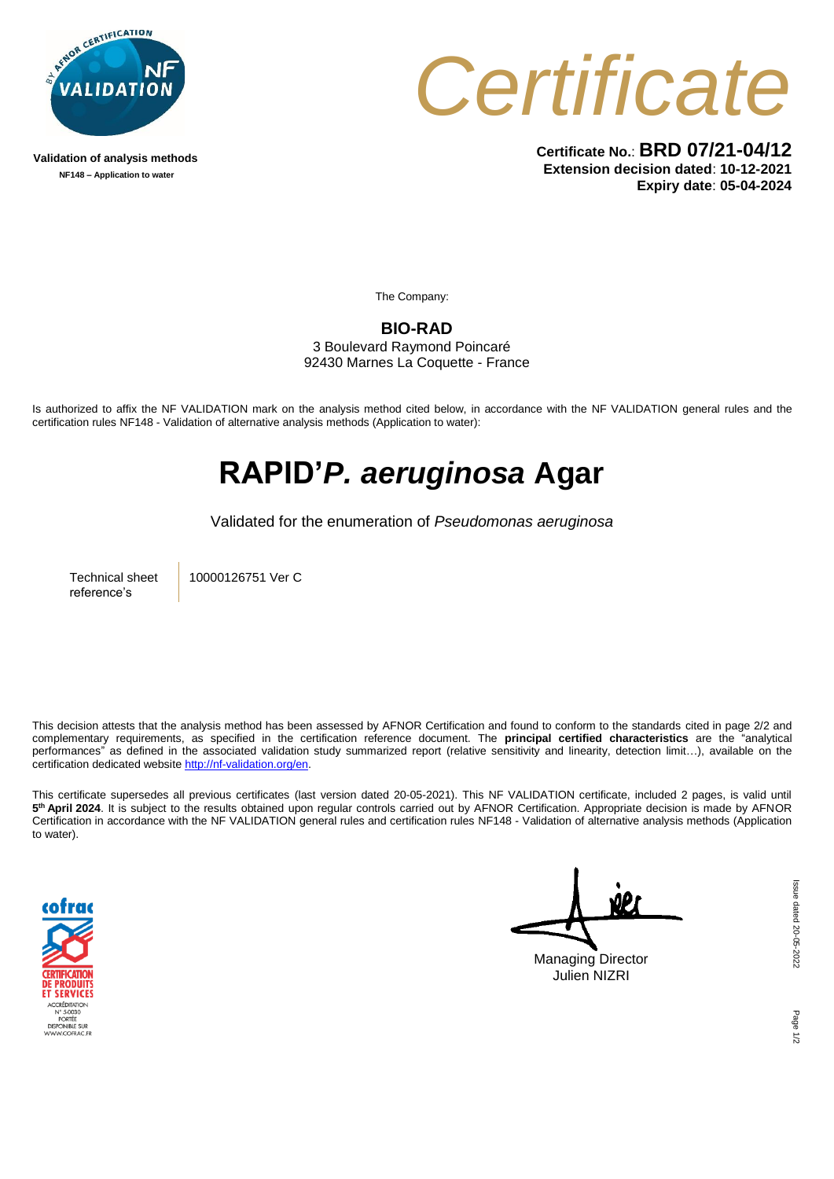Validation of analysis methods

NF148 – Application to water

# *Certificate*

**Certificate No.**: **BRD 07/21-04/12**
**Extension decision dated**: **10-12-2021**
**Expiry date**: **05-04-2024**

The Company:

**BIO-RAD**
3 Boulevard Raymond Poincaré
92430 Marnes La Coquette - France

Is authorized to affix the NF VALIDATION mark on the analysis method cited below, in accordance with the NF VALIDATION general rules and the certification rules NF148 - Validation of alternative analysis methods (Application to water):

# RAPID'*P. aeruginosa* Agar

Validated for the enumeration of *Pseudomonas aeruginosa*

| Technical sheet reference's | 10000126751 Ver C |
|---|---|

This decision attests that the analysis method has been assessed by AFNOR Certification and found to conform to the standards cited in page 2/2 and complementary requirements, as specified in the certification reference document. The **principal certified characteristics** are the "analytical performances" as defined in the associated validation study summarized report (relative sensitivity and linearity, detection limit…), available on the certification dedicated website [http://nf-validation.org/en](http://nf-validation.org/en).

This certificate supersedes all previous certificates (last version dated 20-05-2021). This NF VALIDATION certificate, included 2 pages, is valid until **5th April 2024**. It is subject to the results obtained upon regular controls carried out by AFNOR Certification. Appropriate decision is made by AFNOR Certification in accordance with the NF VALIDATION general rules and certification rules NF148 - Validation of alternative analysis methods (Application to water).

Managing Director
Julien NIZRI

Issue dated 20-05-2022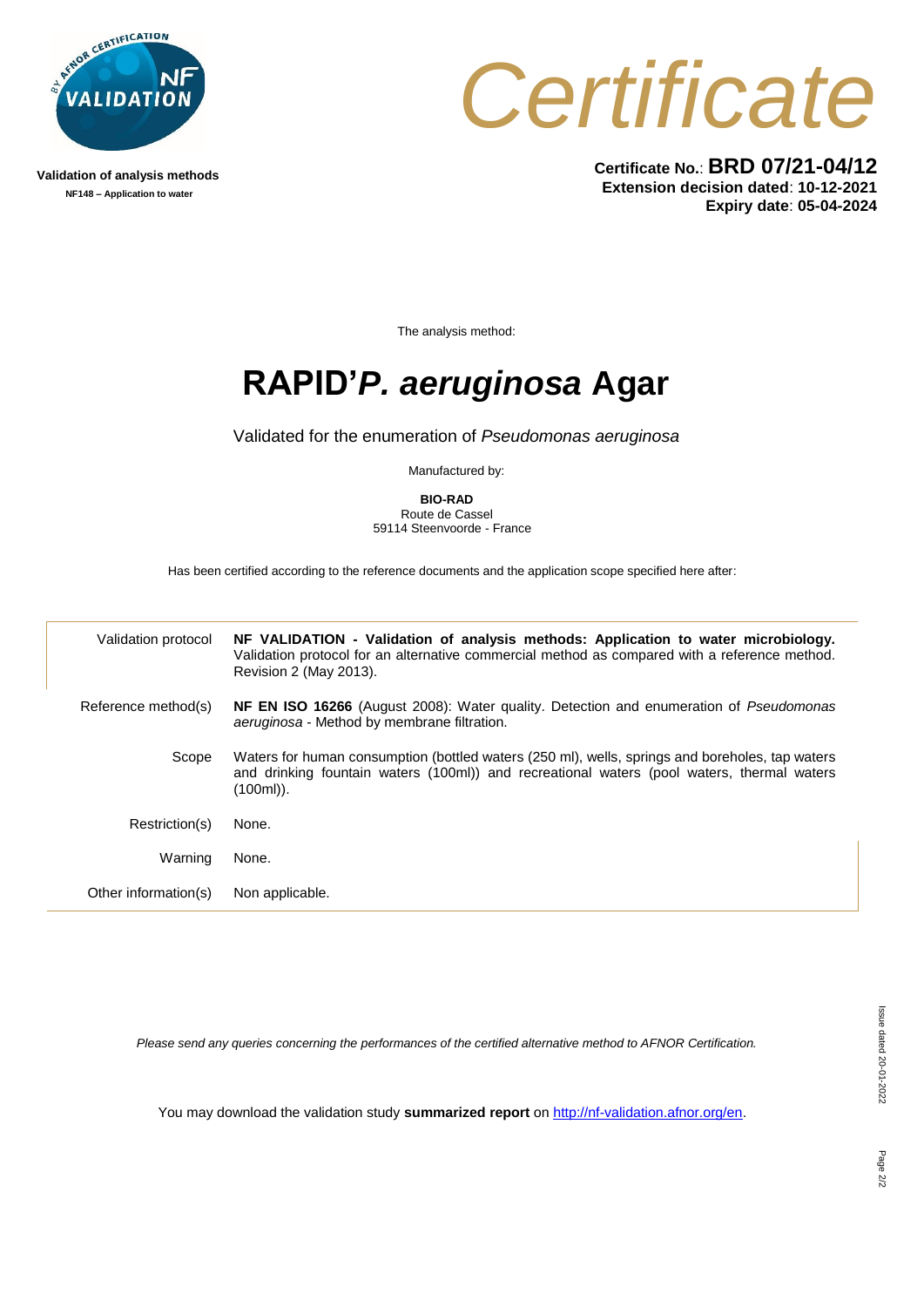Validation of analysis methods
**NF148 – Application to water**

# *Certificate*

**Certificate No.**: **BRD 07/21-04/12**
**Extension decision dated**: **10-12-2021**
**Expiry date**: **05-04-2024**

The analysis method:

# RAPID'*P. aeruginosa* Agar

Validated for the enumeration of *Pseudomonas aeruginosa*

Manufactured by:

**BIO-RAD**
Route de Cassel
59114 Steenvoorde - France

Has been certified according to the reference documents and the application scope specified here after:

| | |
|---|---|
| Validation protocol | **NF VALIDATION - Validation of analysis methods: Application to water microbiology.** Validation protocol for an alternative commercial method as compared with a reference method. Revision 2 (May 2013). |
| Reference method(s) | **NF EN ISO 16266** (August 2008): Water quality. Detection and enumeration of *Pseudomonas aeruginosa* - Method by membrane filtration. |
| Scope | Waters for human consumption (bottled waters (250 ml), wells, springs and boreholes, tap waters and drinking fountain waters (100ml)) and recreational waters (pool waters, thermal waters (100ml)). |
| Restriction(s) | None. |
| Warning | None. |
| Other information(s) | Non applicable. |

*Please send any queries concerning the performances of the certified alternative method to AFNOR Certification.*

You may download the validation study **summarized report** on http://nf-validation.afnor.org/en.

Issue dated 20-01-2022